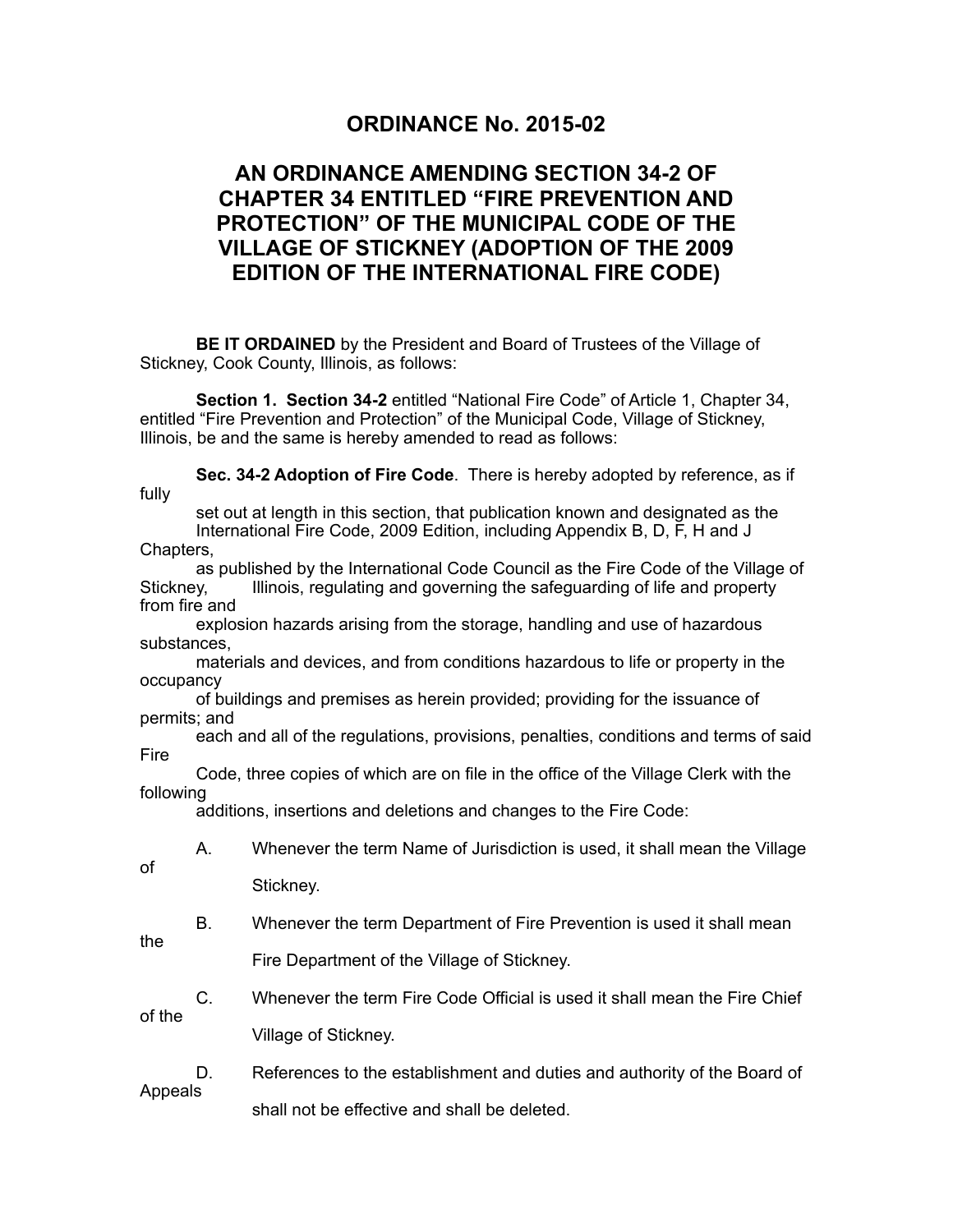# ORDINANCE No. 2015-02

## AN ORDINANCE AMENDING SECTION 34-2 OF CHAPTER 34 ENTITLED "FIRE PREVENTION AND PROTECTION" OF THE MUNICIPAL CODE OF THE VILLAGE OF STICKNEY (ADOPTION OF THE 2009 EDITION OF THE INTERNATIONAL FIRE CODE)

**BE IT ORDAINED** by the President and Board of Trustees of the Village of Stickney, Cook County, Illinois, as follows:

**Section 1. Section 34-2** entitled "National Fire Code" of Article 1, Chapter 34, entitled "Fire Prevention and Protection" of the Municipal Code, Village of Stickney, Illinois, be and the same is hereby amended to read as follows:

**Sec. 34-2 Adoption of Fire Code**. There is hereby adopted by reference, as if fully set out at length in this section, that publication known and designated as the International Fire Code, 2009 Edition, including Appendix B, D, F, H and J Chapters, as published by the International Code Council as the Fire Code of the Village of Stickney, Illinois, regulating and governing the safeguarding of life and property from fire and explosion hazards arising from the storage, handling and use of hazardous substances, materials and devices, and from conditions hazardous to life or property in the occupancy of buildings and premises as herein provided; providing for the issuance of permits; and each and all of the regulations, provisions, penalties, conditions and terms of said Fire Code, three copies of which are on file in the office of the Village Clerk with the following additions, insertions and deletions and changes to the Fire Code:

A. Whenever the term Name of Jurisdiction is used, it shall mean the Village of Stickney.

B. Whenever the term Department of Fire Prevention is used it shall mean the Fire Department of the Village of Stickney.

C. Whenever the term Fire Code Official is used it shall mean the Fire Chief of the Village of Stickney.

D. References to the establishment and duties and authority of the Board of Appeals shall not be effective and shall be deleted.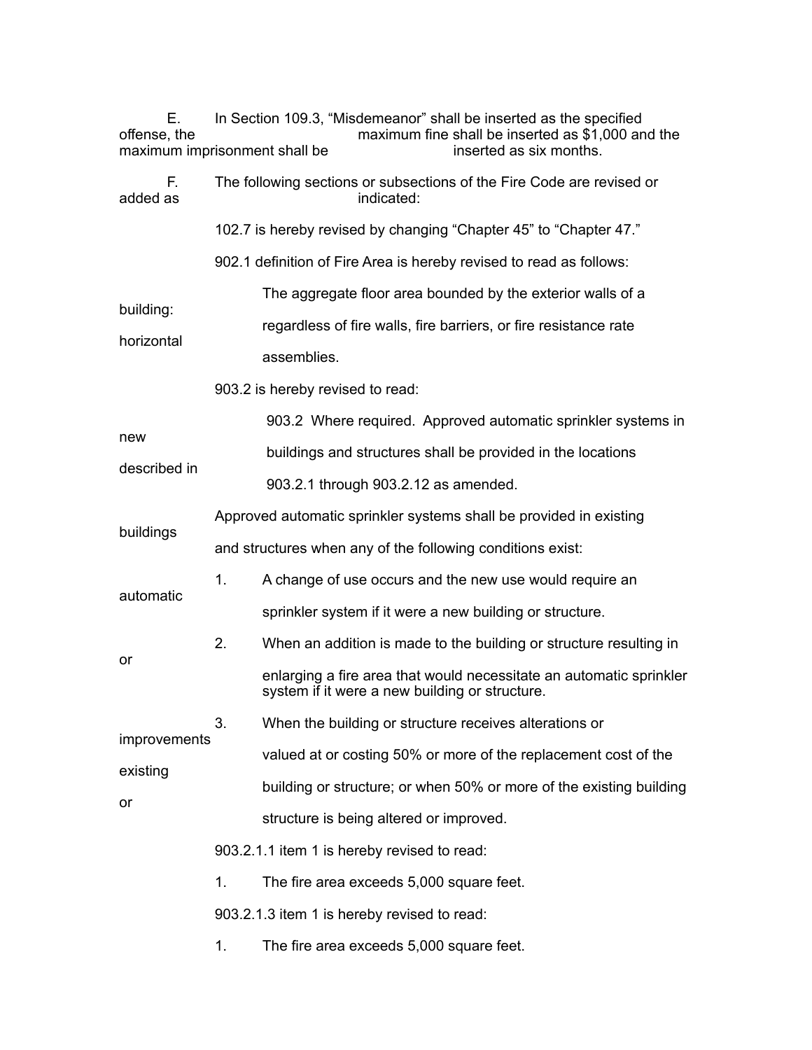E. In Section 109.3, "Misdemeanor" shall be inserted as the specified offense, the maximum fine shall be inserted as $1,000 and the maximum imprisonment shall be inserted as six months.

F. The following sections or subsections of the Fire Code are revised or added as indicated:

102.7 is hereby revised by changing "Chapter 45" to "Chapter 47."

902.1 definition of Fire Area is hereby revised to read as follows:

> The aggregate floor area bounded by the exterior walls of a building: horizontal regardless of fire walls, fire barriers, or fire resistance rate assemblies.

903.2 is hereby revised to read:

> 903.2 Where required. Approved automatic sprinkler systems in new buildings and structures shall be provided in the locations described in 903.2.1 through 903.2.12 as amended.

Approved automatic sprinkler systems shall be provided in existing buildings and structures when any of the following conditions exist:

1. A change of use occurs and the new use would require an automatic sprinkler system if it were a new building or structure.
2. When an addition is made to the building or structure resulting in or enlarging a fire area that would necessitate an automatic sprinkler system if it were a new building or structure.
3. When the building or structure receives alterations or improvements valued at or costing 50% or more of the replacement cost of the existing building or structure; or when 50% or more of the existing building or structure is being altered or improved.

903.2.1.1 item 1 is hereby revised to read:

1. The fire area exceeds 5,000 square feet.

903.2.1.3 item 1 is hereby revised to read:

1. The fire area exceeds 5,000 square feet.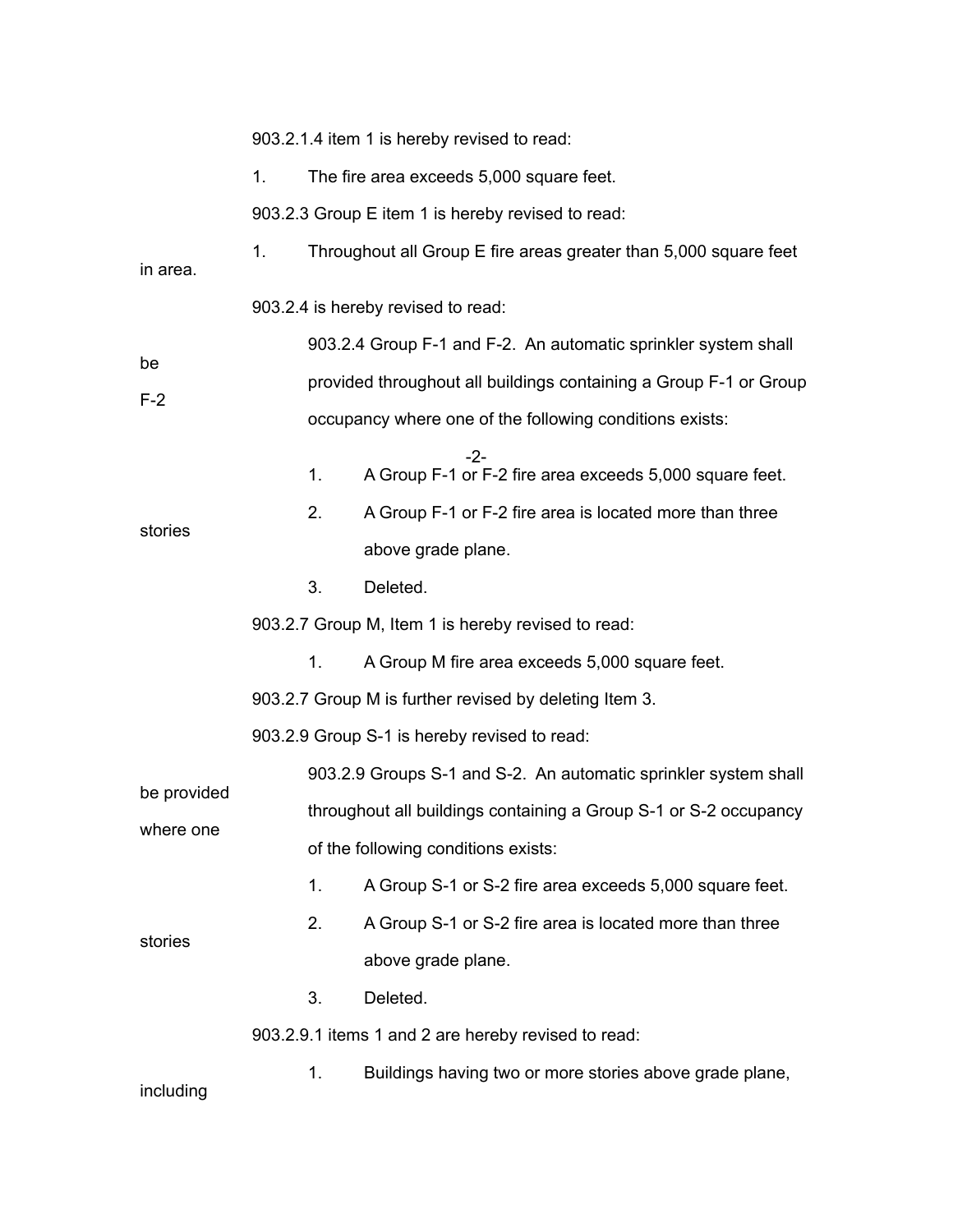903.2.1.4 item 1 is hereby revised to read:

1. The fire area exceeds 5,000 square feet.

903.2.3 Group E item 1 is hereby revised to read:

1. Throughout all Group E fire areas greater than 5,000 square feet in area.

903.2.4 is hereby revised to read:

903.2.4 Group F-1 and F-2. An automatic sprinkler system shall be provided throughout all buildings containing a Group F-1 or Group F-2 occupancy where one of the following conditions exists:

1. A Group F-1 or F-2 fire area exceeds 5,000 square feet.
2. A Group F-1 or F-2 fire area is located more than three stories above grade plane.
3. Deleted.

903.2.7 Group M, Item 1 is hereby revised to read:

1. A Group M fire area exceeds 5,000 square feet.

903.2.7 Group M is further revised by deleting Item 3.

903.2.9 Group S-1 is hereby revised to read:

903.2.9 Groups S-1 and S-2. An automatic sprinkler system shall be provided throughout all buildings containing a Group S-1 or S-2 occupancy where one of the following conditions exists:

1. A Group S-1 or S-2 fire area exceeds 5,000 square feet.
2. A Group S-1 or S-2 fire area is located more than three stories above grade plane.
3. Deleted.

903.2.9.1 items 1 and 2 are hereby revised to read:

1. Buildings having two or more stories above grade plane, including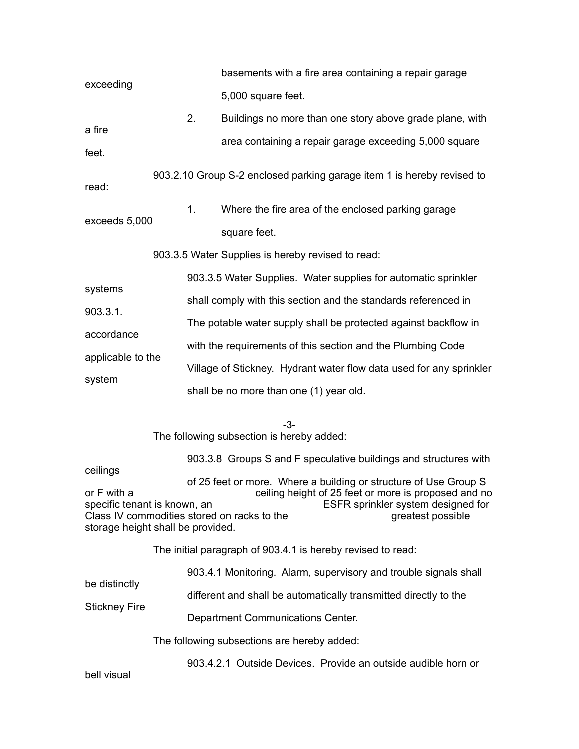basements with a fire area containing a repair garage exceeding 5,000 square feet.

2. Buildings no more than one story above grade plane, with a fire area containing a repair garage exceeding 5,000 square feet.

903.2.10 Group S-2 enclosed parking garage item 1 is hereby revised to read:

1. Where the fire area of the enclosed parking garage exceeds 5,000 square feet.

903.3.5 Water Supplies is hereby revised to read:

903.3.5 Water Supplies. Water supplies for automatic sprinkler systems shall comply with this section and the standards referenced in 903.3.1. The potable water supply shall be protected against backflow in accordance with the requirements of this section and the Plumbing Code applicable to the Village of Stickney. Hydrant water flow data used for any sprinkler system shall be no more than one (1) year old.

The following subsection is hereby added:

903.3.8 Groups S and F speculative buildings and structures with ceilings of 25 feet or more. Where a building or structure of Use Group S or F with a ceiling height of 25 feet or more is proposed and no specific tenant is known, an ESFR sprinkler system designed for Class IV commodities stored on racks to the greatest possible storage height shall be provided.

The initial paragraph of 903.4.1 is hereby revised to read:

903.4.1 Monitoring. Alarm, supervisory and trouble signals shall be distinctly different and shall be automatically transmitted directly to the Stickney Fire Department Communications Center.

The following subsections are hereby added:

903.4.2.1 Outside Devices. Provide an outside audible horn or bell visual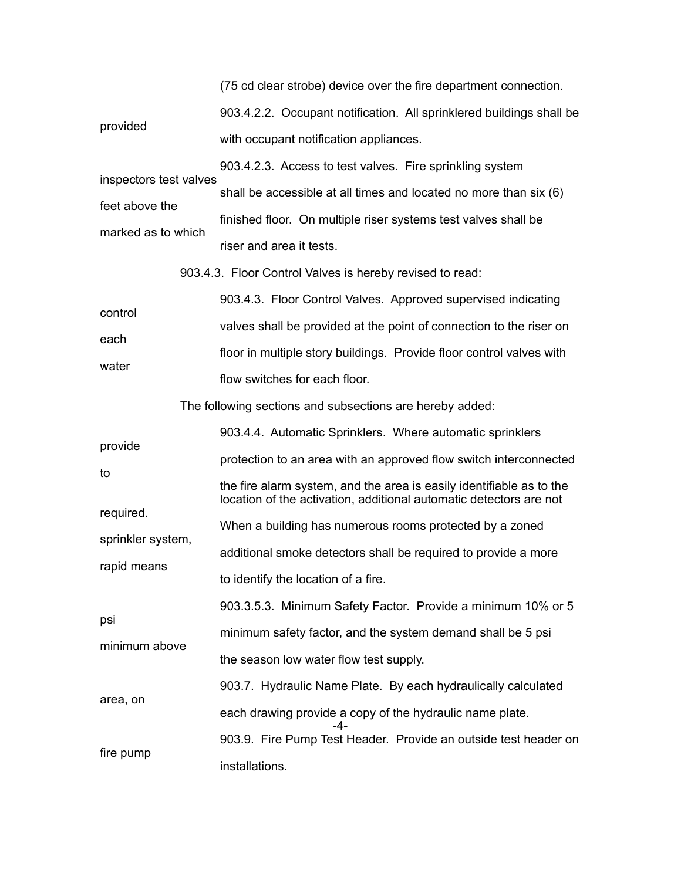(75 cd clear strobe) device over the fire department connection.

903.4.2.2. Occupant notification. All sprinklered buildings shall be provided with occupant notification appliances.

903.4.2.3. Access to test valves. Fire sprinkling system inspectors test valves shall be accessible at all times and located no more than six (6) feet above the finished floor. On multiple riser systems test valves shall be marked as to which riser and area it tests.

903.4.3. Floor Control Valves is hereby revised to read:

903.4.3. Floor Control Valves. Approved supervised indicating control valves shall be provided at the point of connection to the riser on each floor in multiple story buildings. Provide floor control valves with water flow switches for each floor.

The following sections and subsections are hereby added:

903.4.4. Automatic Sprinklers. Where automatic sprinklers provide protection to an area with an approved flow switch interconnected to the fire alarm system, and the area is easily identifiable as to the location of the activation, additional automatic detectors are not required. When a building has numerous rooms protected by a zoned sprinkler system, additional smoke detectors shall be required to provide a more rapid means to identify the location of a fire.

903.3.5.3. Minimum Safety Factor. Provide a minimum 10% or 5 psi minimum safety factor, and the system demand shall be 5 psi minimum above the season low water flow test supply.

903.7. Hydraulic Name Plate. By each hydraulically calculated area, on each drawing provide a copy of the hydraulic name plate.

903.9. Fire Pump Test Header. Provide an outside test header on fire pump installations.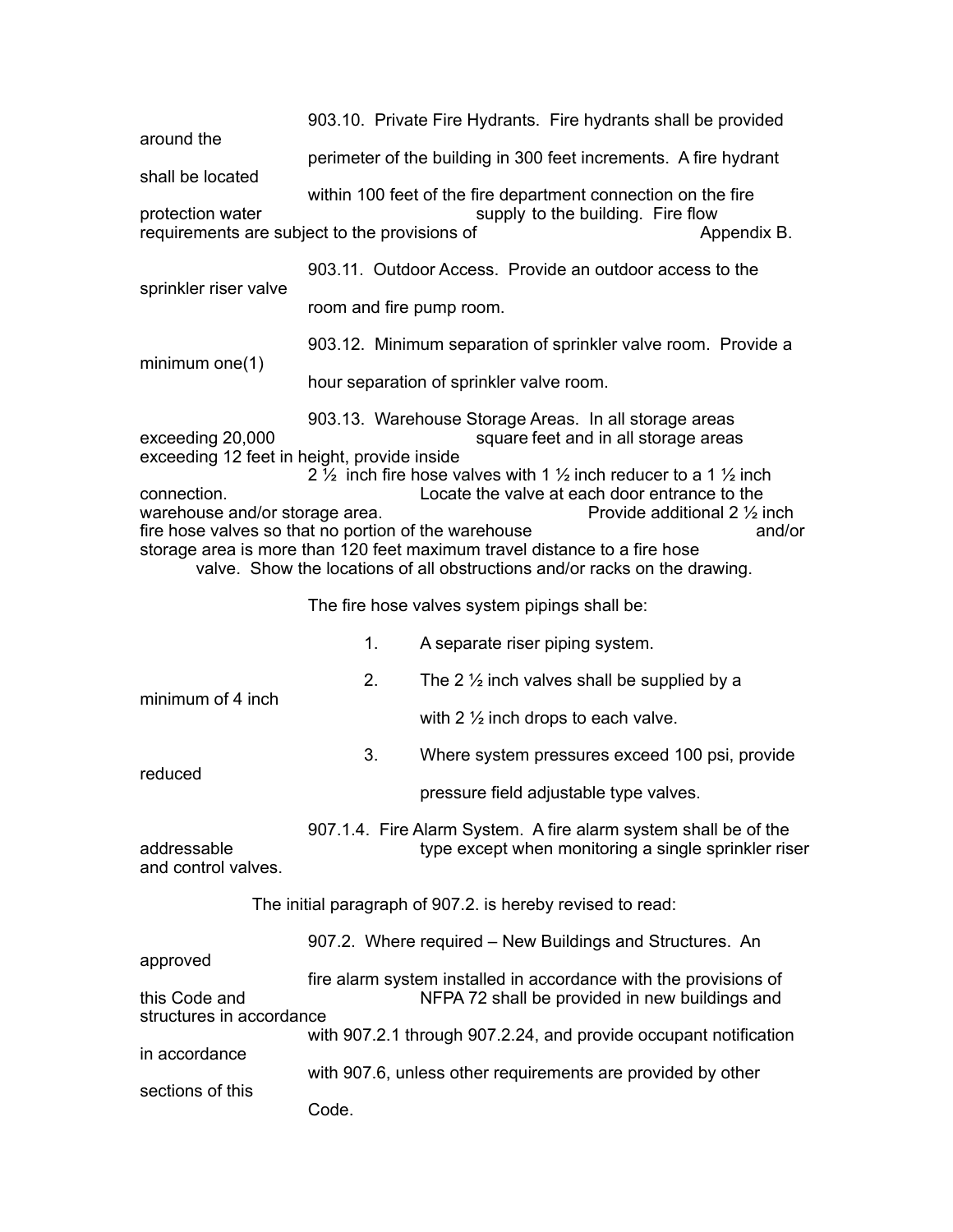903.10. Private Fire Hydrants. Fire hydrants shall be provided around the perimeter of the building in 300 feet increments. A fire hydrant shall be located within 100 feet of the fire department connection on the fire protection water supply to the building. Fire flow requirements are subject to the provisions of Appendix B.

903.11. Outdoor Access. Provide an outdoor access to the sprinkler riser valve room and fire pump room.

903.12. Minimum separation of sprinkler valve room. Provide a minimum one(1) hour separation of sprinkler valve room.

903.13. Warehouse Storage Areas. In all storage areas exceeding 20,000 square feet and in all storage areas exceeding 12 feet in height, provide inside 2 ½ inch fire hose valves with 1 ½ inch reducer to a 1 ½ inch connection. Locate the valve at each door entrance to the warehouse and/or storage area. Provide additional 2 ½ inch fire hose valves so that no portion of the warehouse and/or storage area is more than 120 feet maximum travel distance to a fire hose valve. Show the locations of all obstructions and/or racks on the drawing.

The fire hose valves system pipings shall be:

1. A separate riser piping system.
2. The 2 ½ inch valves shall be supplied by a minimum of 4 inch with 2 ½ inch drops to each valve.
3. Where system pressures exceed 100 psi, provide reduced pressure field adjustable type valves.

907.1.4. Fire Alarm System. A fire alarm system shall be of the addressable type except when monitoring a single sprinkler riser and control valves.

The initial paragraph of 907.2. is hereby revised to read:

907.2. Where required – New Buildings and Structures. An approved fire alarm system installed in accordance with the provisions of this Code and NFPA 72 shall be provided in new buildings and structures in accordance with 907.2.1 through 907.2.24, and provide occupant notification in accordance with 907.6, unless other requirements are provided by other sections of this Code.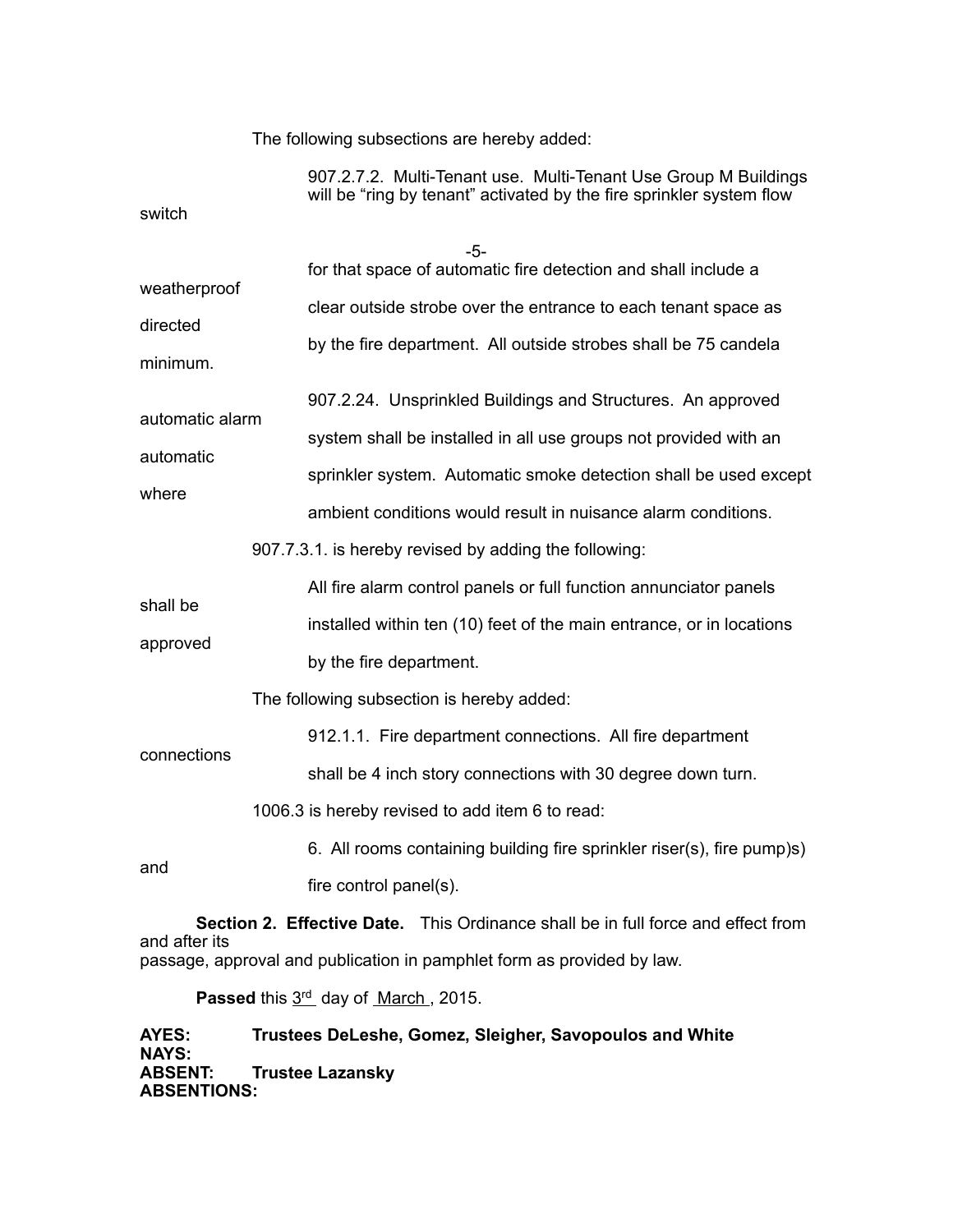The following subsections are hereby added:

907.2.7.2. Multi-Tenant use. Multi-Tenant Use Group M Buildings will be "ring by tenant" activated by the fire sprinkler system flow switch for that space of automatic fire detection and shall include a weatherproof clear outside strobe over the entrance to each tenant space as directed by the fire department. All outside strobes shall be 75 candela minimum.

907.2.24. Unsprinkled Buildings and Structures. An approved automatic alarm system shall be installed in all use groups not provided with an automatic sprinkler system. Automatic smoke detection shall be used except where ambient conditions would result in nuisance alarm conditions.

907.7.3.1. is hereby revised by adding the following:

All fire alarm control panels or full function annunciator panels shall be installed within ten (10) feet of the main entrance, or in locations approved by the fire department.

The following subsection is hereby added:

912.1.1. Fire department connections. All fire department connections shall be 4 inch story connections with 30 degree down turn.

1006.3 is hereby revised to add item 6 to read:

6. All rooms containing building fire sprinkler riser(s), fire pump)s) and fire control panel(s).

**Section 2. Effective Date.** This Ordinance shall be in full force and effect from and after its passage, approval and publication in pamphlet form as provided by law.

**Passed** this 3rd day of March , 2015.

**AYES:** **Trustees DeLeshe, Gomez, Sleigher, Savopoulos and White**
**NAYS:**
**ABSENT:** **Trustee Lazansky**
**ABSENTIONS:**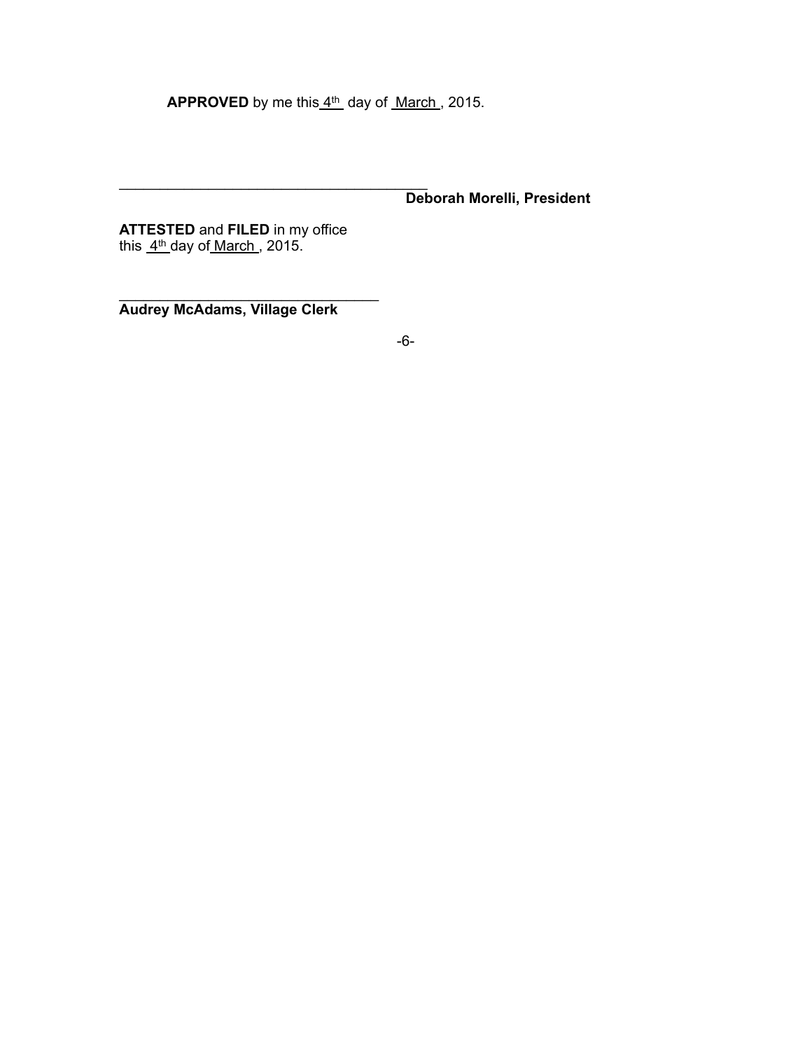**APPROVED** by me this 4th day of March, 2015.

\_\_\_\_\_\_\_\_\_\_\_\_\_\_\_\_\_\_\_\_\_\_\_\_\_\_\_\_\_\_\_\_\_\_\_\_\_\_\_\_
**Deborah Morelli, President**

**ATTESTED** and **FILED** in my office
this 4th day of March, 2015.

\_\_\_\_\_\_\_\_\_\_\_\_\_\_\_\_\_\_\_\_\_\_\_\_\_\_\_\_\_\_\_\_\_\_
**Audrey McAdams, Village Clerk**